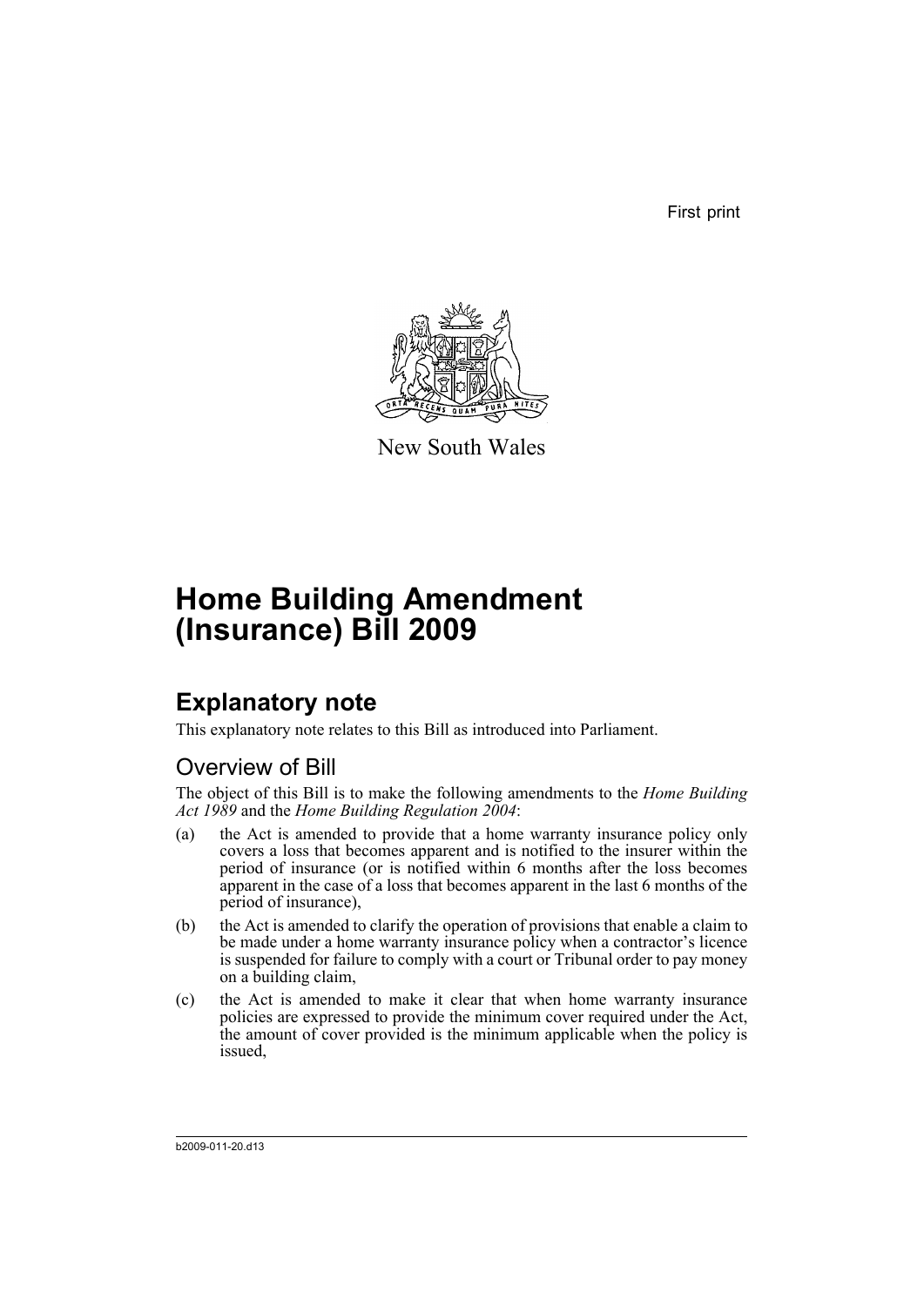First print

New South Wales

# Home Building Amendment (Insurance) Bill 2009

## Explanatory note

This explanatory note relates to this Bill as introduced into Parliament.

### Overview of Bill

The object of this Bill is to make the following amendments to the *Home Building Act 1989* and the *Home Building Regulation 2004*:

(a) the Act is amended to provide that a home warranty insurance policy only covers a loss that becomes apparent and is notified to the insurer within the period of insurance (or is notified within 6 months after the loss becomes apparent in the case of a loss that becomes apparent in the last 6 months of the period of insurance),

(b) the Act is amended to clarify the operation of provisions that enable a claim to be made under a home warranty insurance policy when a contractor's licence is suspended for failure to comply with a court or Tribunal order to pay money on a building claim,

(c) the Act is amended to make it clear that when home warranty insurance policies are expressed to provide the minimum cover required under the Act, the amount of cover provided is the minimum applicable when the policy is issued,

b2009-011-20.d13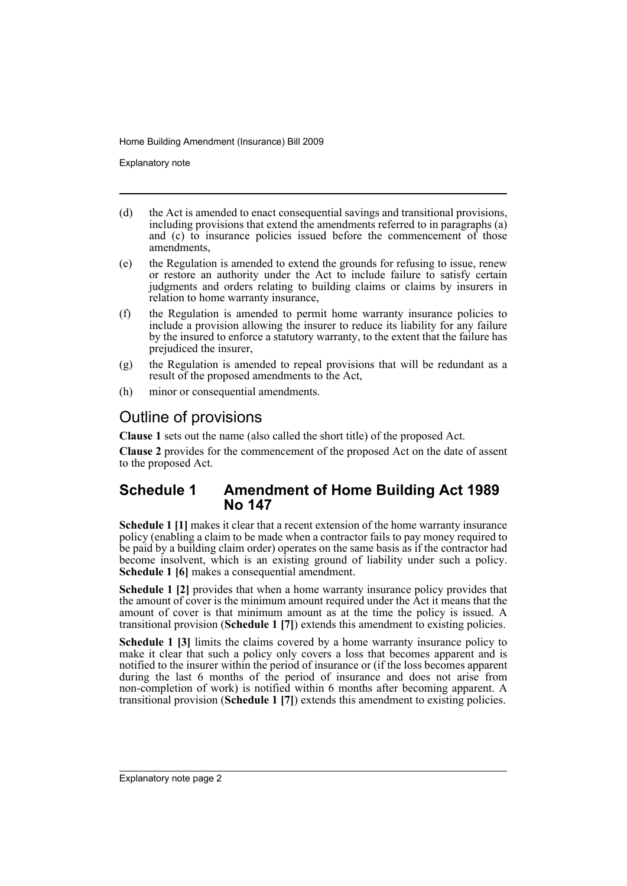(d) the Act is amended to enact consequential savings and transitional provisions, including provisions that extend the amendments referred to in paragraphs (a) and (c) to insurance policies issued before the commencement of those amendments,

(e) the Regulation is amended to extend the grounds for refusing to issue, renew or restore an authority under the Act to include failure to satisfy certain judgments and orders relating to building claims or claims by insurers in relation to home warranty insurance,

(f) the Regulation is amended to permit home warranty insurance policies to include a provision allowing the insurer to reduce its liability for any failure by the insured to enforce a statutory warranty, to the extent that the failure has prejudiced the insurer,

(g) the Regulation is amended to repeal provisions that will be redundant as a result of the proposed amendments to the Act,

(h) minor or consequential amendments.

## Outline of provisions

**Clause 1** sets out the name (also called the short title) of the proposed Act.

**Clause 2** provides for the commencement of the proposed Act on the date of assent to the proposed Act.

### Schedule 1 Amendment of Home Building Act 1989 No 147

**Schedule 1 [1]** makes it clear that a recent extension of the home warranty insurance policy (enabling a claim to be made when a contractor fails to pay money required to be paid by a building claim order) operates on the same basis as if the contractor had become insolvent, which is an existing ground of liability under such a policy. **Schedule 1 [6]** makes a consequential amendment.

**Schedule 1 [2]** provides that when a home warranty insurance policy provides that the amount of cover is the minimum amount required under the Act it means that the amount of cover is that minimum amount as at the time the policy is issued. A transitional provision (**Schedule 1 [7]**) extends this amendment to existing policies.

**Schedule 1 [3]** limits the claims covered by a home warranty insurance policy to make it clear that such a policy only covers a loss that becomes apparent and is notified to the insurer within the period of insurance or (if the loss becomes apparent during the last 6 months of the period of insurance and does not arise from non-completion of work) is notified within 6 months after becoming apparent. A transitional provision (**Schedule 1 [7]**) extends this amendment to existing policies.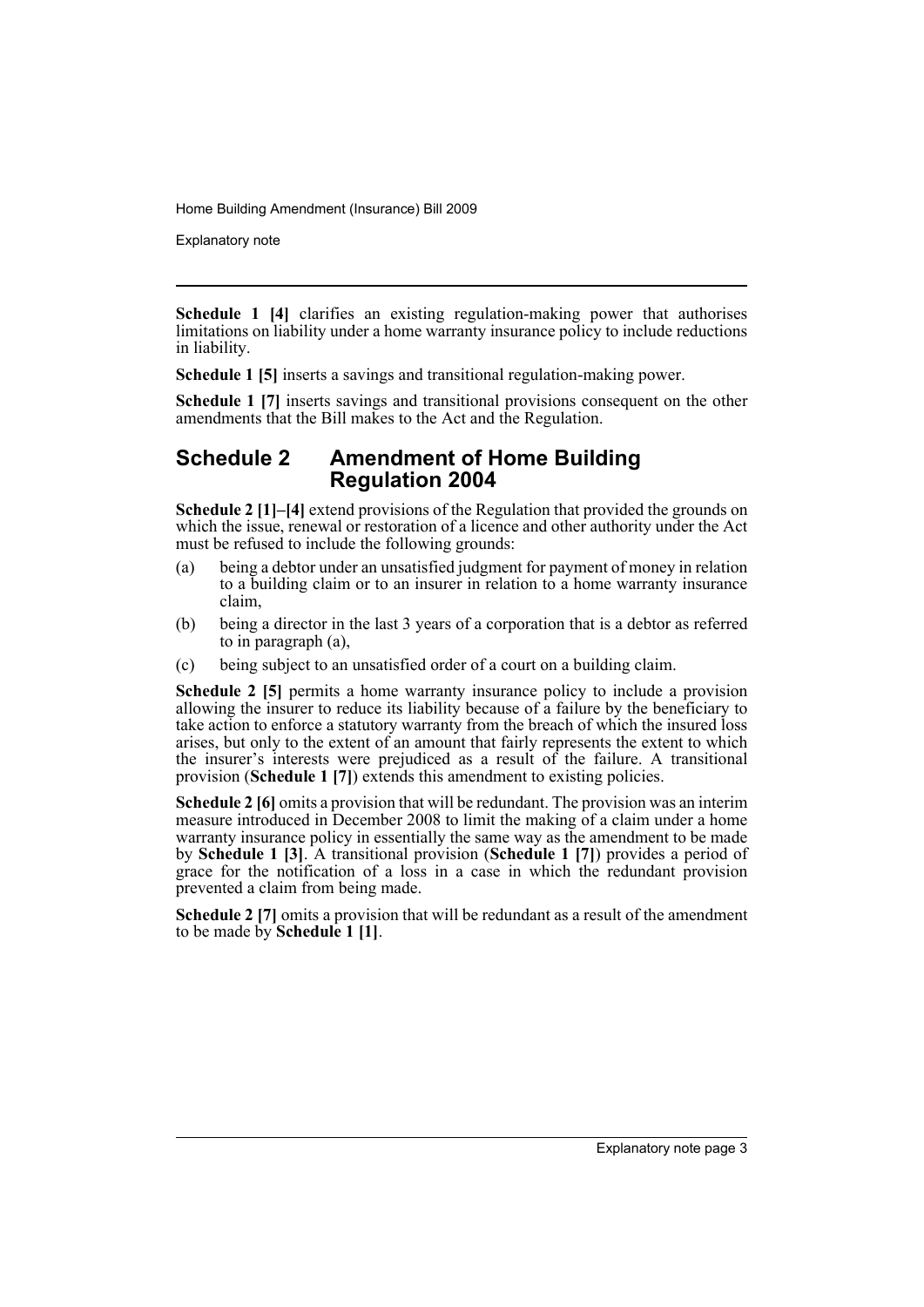**Schedule 1 [4]** clarifies an existing regulation-making power that authorises limitations on liability under a home warranty insurance policy to include reductions in liability.

**Schedule 1 [5]** inserts a savings and transitional regulation-making power.

**Schedule 1 [7]** inserts savings and transitional provisions consequent on the other amendments that the Bill makes to the Act and the Regulation.

## Schedule 2 Amendment of Home Building Regulation 2004

**Schedule 2 [1]–[4]** extend provisions of the Regulation that provided the grounds on which the issue, renewal or restoration of a licence and other authority under the Act must be refused to include the following grounds:

(a) being a debtor under an unsatisfied judgment for payment of money in relation to a building claim or to an insurer in relation to a home warranty insurance claim,

(b) being a director in the last 3 years of a corporation that is a debtor as referred to in paragraph (a),

(c) being subject to an unsatisfied order of a court on a building claim.

**Schedule 2 [5]** permits a home warranty insurance policy to include a provision allowing the insurer to reduce its liability because of a failure by the beneficiary to take action to enforce a statutory warranty from the breach of which the insured loss arises, but only to the extent of an amount that fairly represents the extent to which the insurer's interests were prejudiced as a result of the failure. A transitional provision (**Schedule 1 [7]**) extends this amendment to existing policies.

**Schedule 2 [6]** omits a provision that will be redundant. The provision was an interim measure introduced in December 2008 to limit the making of a claim under a home warranty insurance policy in essentially the same way as the amendment to be made by **Schedule 1 [3]**. A transitional provision (**Schedule 1 [7]**) provides a period of grace for the notification of a loss in a case in which the redundant provision prevented a claim from being made.

**Schedule 2 [7]** omits a provision that will be redundant as a result of the amendment to be made by **Schedule 1 [1]**.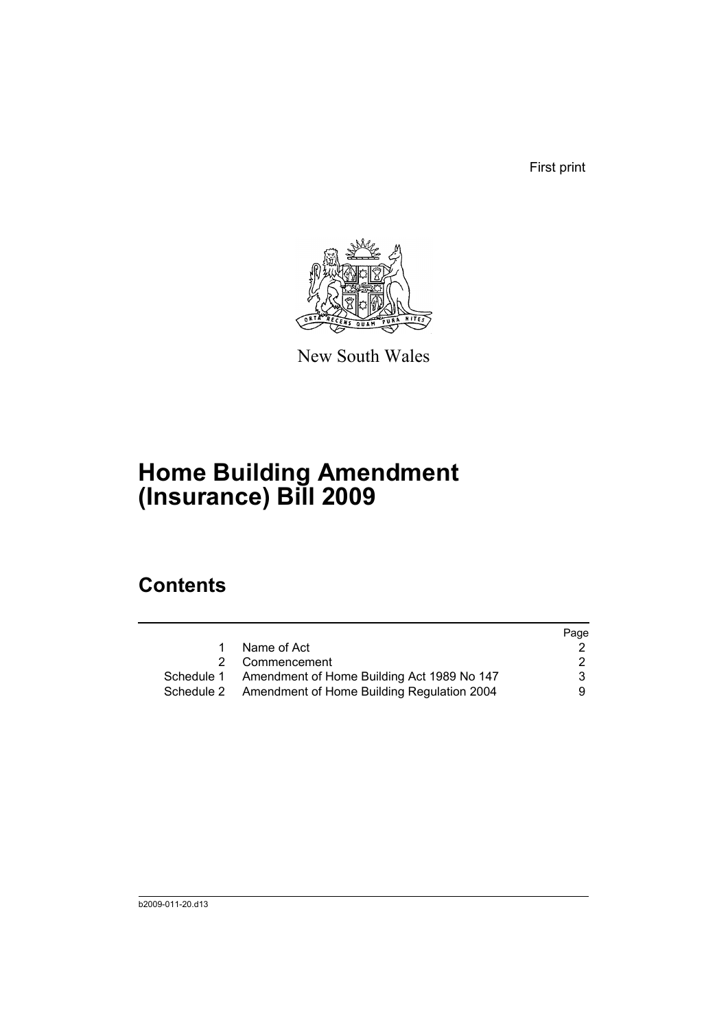First print

New South Wales

# Home Building Amendment (Insurance) Bill 2009

## Contents

| | | Page |
|---|---|---|
| 1 | Name of Act | 2 |
| 2 | Commencement | 2 |
| Schedule 1 | Amendment of Home Building Act 1989 No 147 | 3 |
| Schedule 2 | Amendment of Home Building Regulation 2004 | 9 |

b2009-011-20.d13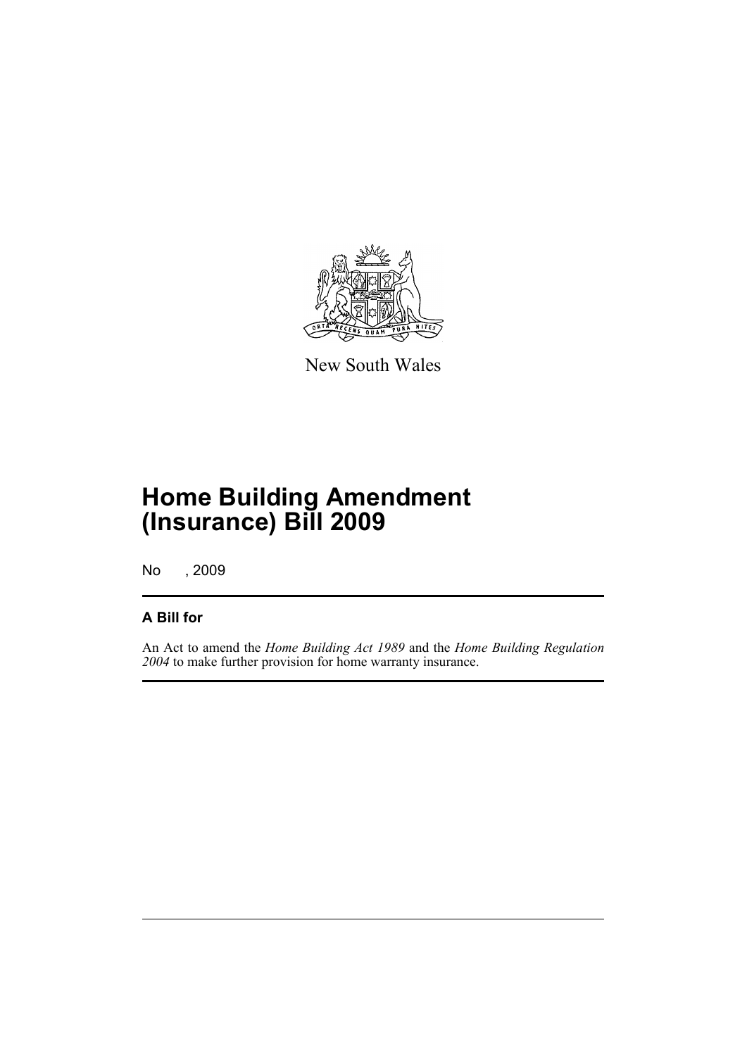New South Wales

# Home Building Amendment (Insurance) Bill 2009

No , 2009

## A Bill for

An Act to amend the *Home Building Act 1989* and the *Home Building Regulation 2004* to make further provision for home warranty insurance.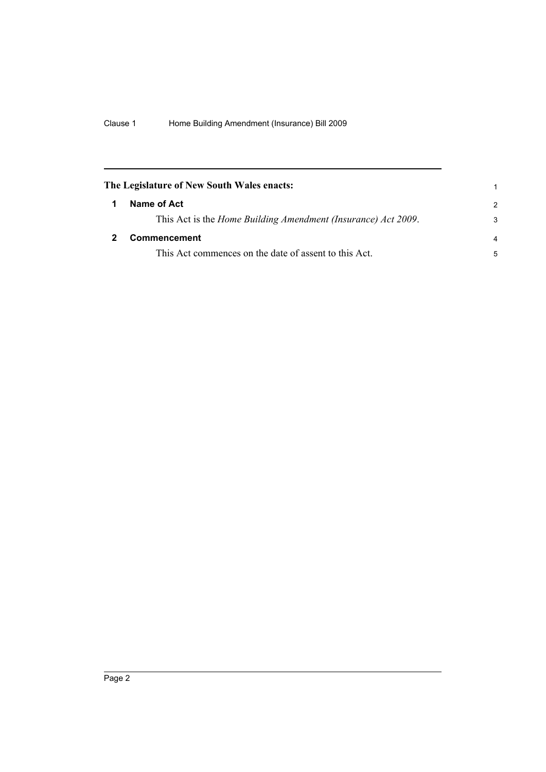**The Legislature of New South Wales enacts:**

## 1 Name of Act

This Act is the *Home Building Amendment (Insurance) Act 2009*.

## 2 Commencement

This Act commences on the date of assent to this Act.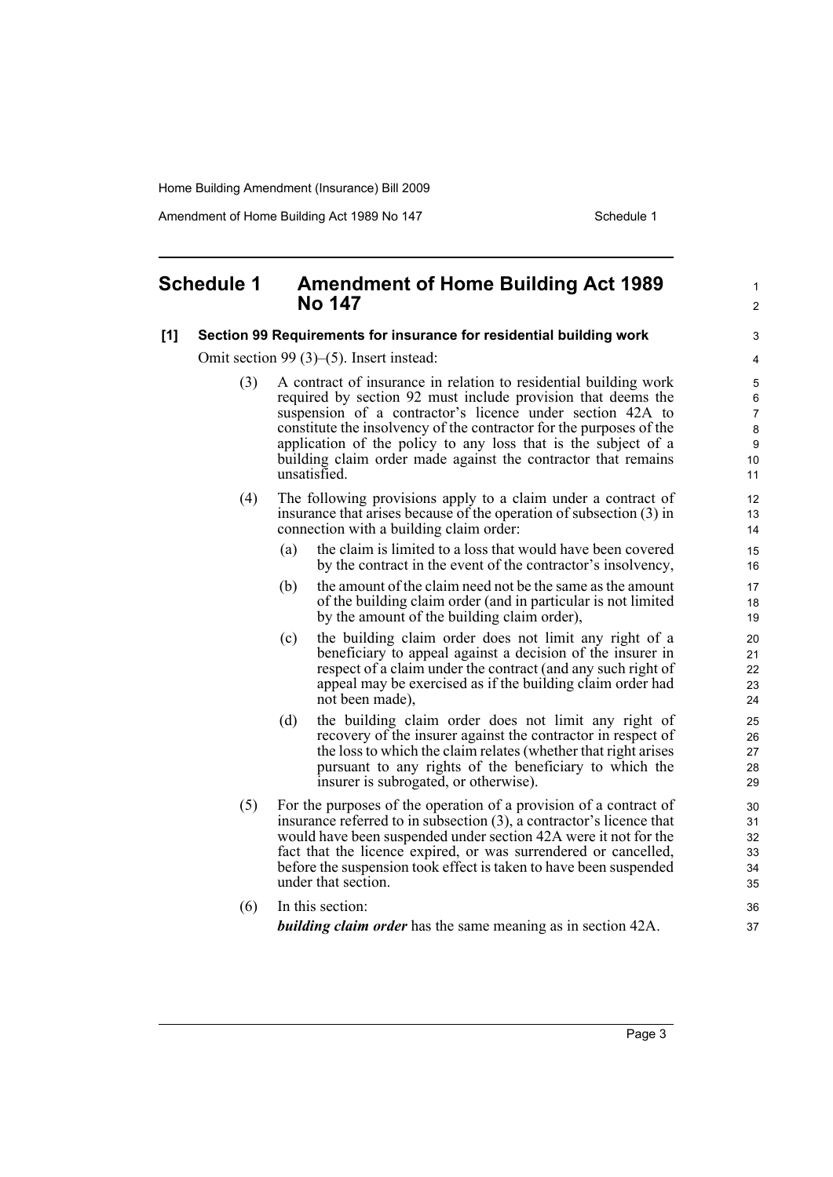## Schedule 1 Amendment of Home Building Act 1989 No 147

**[1] Section 99 Requirements for insurance for residential building work**

Omit section 99 (3)–(5). Insert instead:

(3) A contract of insurance in relation to residential building work required by section 92 must include provision that deems the suspension of a contractor's licence under section 42A to constitute the insolvency of the contractor for the purposes of the application of the policy to any loss that is the subject of a building claim order made against the contractor that remains unsatisfied.

(4) The following provisions apply to a claim under a contract of insurance that arises because of the operation of subsection (3) in connection with a building claim order:

- (a) the claim is limited to a loss that would have been covered by the contract in the event of the contractor's insolvency,
- (b) the amount of the claim need not be the same as the amount of the building claim order (and in particular is not limited by the amount of the building claim order),
- (c) the building claim order does not limit any right of a beneficiary to appeal against a decision of the insurer in respect of a claim under the contract (and any such right of appeal may be exercised as if the building claim order had not been made),
- (d) the building claim order does not limit any right of recovery of the insurer against the contractor in respect of the loss to which the claim relates (whether that right arises pursuant to any rights of the beneficiary to which the insurer is subrogated, or otherwise).

(5) For the purposes of the operation of a provision of a contract of insurance referred to in subsection (3), a contractor's licence that would have been suspended under section 42A were it not for the fact that the licence expired, or was surrendered or cancelled, before the suspension took effect is taken to have been suspended under that section.

(6) In this section:

***building claim order*** has the same meaning as in section 42A.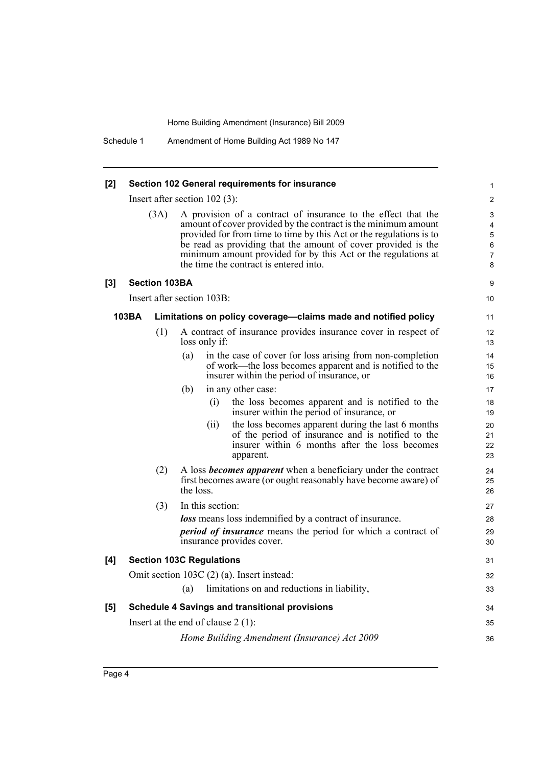**[2] Section 102 General requirements for insurance**

Insert after section 102 (3):

(3A) A provision of a contract of insurance to the effect that the amount of cover provided by the contract is the minimum amount provided for from time to time by this Act or the regulations is to be read as providing that the amount of cover provided is the minimum amount provided for by this Act or the regulations at the time the contract is entered into.

**[3] Section 103BA**

Insert after section 103B:

**103BA Limitations on policy coverage—claims made and notified policy**

(1) A contract of insurance provides insurance cover in respect of loss only if:

(a) in the case of cover for loss arising from non-completion of work—the loss becomes apparent and is notified to the insurer within the period of insurance, or

(b) in any other case:

(i) the loss becomes apparent and is notified to the insurer within the period of insurance, or

(ii) the loss becomes apparent during the last 6 months of the period of insurance and is notified to the insurer within 6 months after the loss becomes apparent.

(2) A loss ***becomes apparent*** when a beneficiary under the contract first becomes aware (or ought reasonably have become aware) of the loss.

(3) In this section:

***loss*** means loss indemnified by a contract of insurance.

***period of insurance*** means the period for which a contract of insurance provides cover.

**[4] Section 103C Regulations**

Omit section 103C (2) (a). Insert instead:

(a) limitations on and reductions in liability,

**[5] Schedule 4 Savings and transitional provisions**

Insert at the end of clause 2 (1):

*Home Building Amendment (Insurance) Act 2009*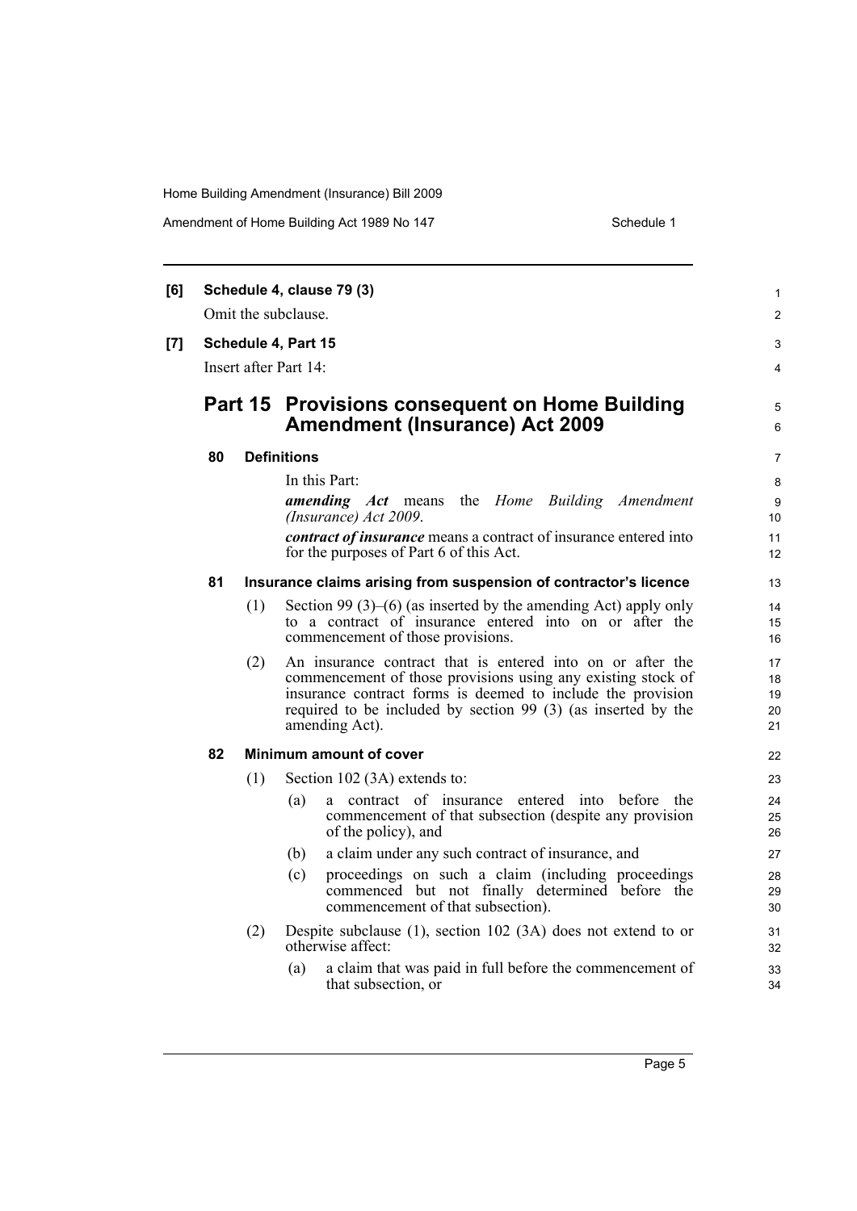**[6] Schedule 4, clause 79 (3)**

Omit the subclause.

**[7] Schedule 4, Part 15**

Insert after Part 14:

## Part 15 Provisions consequent on Home Building Amendment (Insurance) Act 2009

### 80 Definitions

In this Part:

***amending Act*** means the *Home Building Amendment (Insurance) Act 2009*.

***contract of insurance*** means a contract of insurance entered into for the purposes of Part 6 of this Act.

### 81 Insurance claims arising from suspension of contractor's licence

(1) Section 99 (3)–(6) (as inserted by the amending Act) apply only to a contract of insurance entered into on or after the commencement of those provisions.

(2) An insurance contract that is entered into on or after the commencement of those provisions using any existing stock of insurance contract forms is deemed to include the provision required to be included by section 99 (3) (as inserted by the amending Act).

### 82 Minimum amount of cover

(1) Section 102 (3A) extends to:

(a) a contract of insurance entered into before the commencement of that subsection (despite any provision of the policy), and

(b) a claim under any such contract of insurance, and

(c) proceedings on such a claim (including proceedings commenced but not finally determined before the commencement of that subsection).

(2) Despite subclause (1), section 102 (3A) does not extend to or otherwise affect:

(a) a claim that was paid in full before the commencement of that subsection, or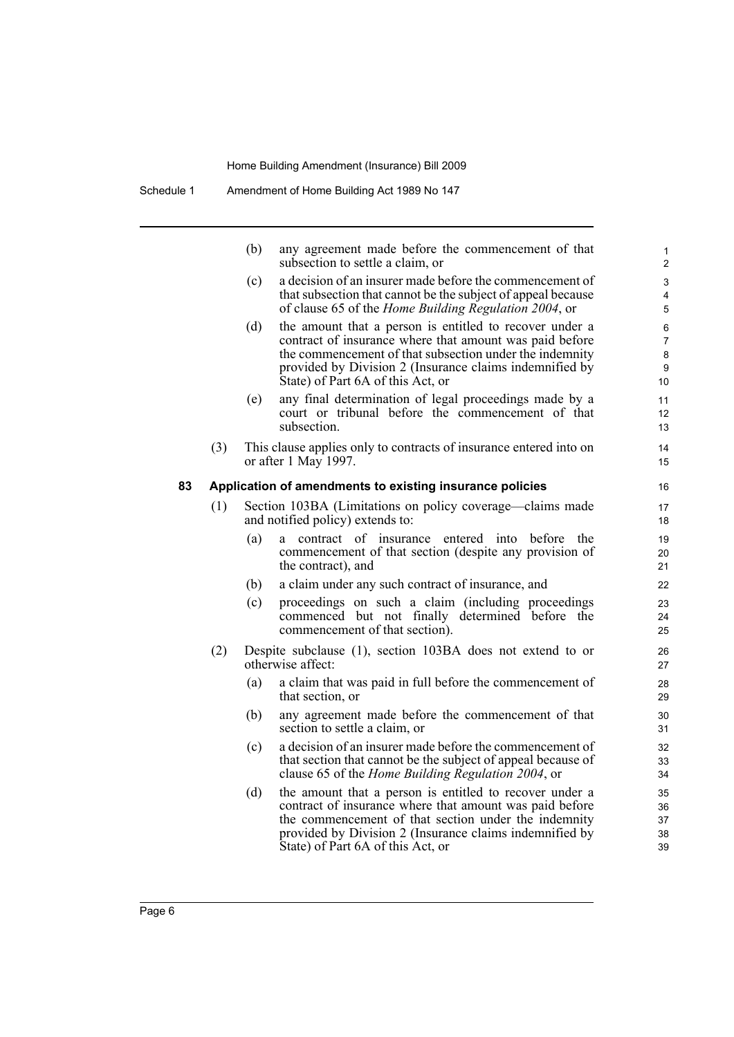(b) any agreement made before the commencement of that subsection to settle a claim, or

(c) a decision of an insurer made before the commencement of that subsection that cannot be the subject of appeal because of clause 65 of the *Home Building Regulation 2004*, or

(d) the amount that a person is entitled to recover under a contract of insurance where that amount was paid before the commencement of that subsection under the indemnity provided by Division 2 (Insurance claims indemnified by State) of Part 6A of this Act, or

(e) any final determination of legal proceedings made by a court or tribunal before the commencement of that subsection.

(3) This clause applies only to contracts of insurance entered into on or after 1 May 1997.

### 83 Application of amendments to existing insurance policies

(1) Section 103BA (Limitations on policy coverage—claims made and notified policy) extends to:

(a) a contract of insurance entered into before the commencement of that section (despite any provision of the contract), and

(b) a claim under any such contract of insurance, and

(c) proceedings on such a claim (including proceedings commenced but not finally determined before the commencement of that section).

(2) Despite subclause (1), section 103BA does not extend to or otherwise affect:

(a) a claim that was paid in full before the commencement of that section, or

(b) any agreement made before the commencement of that section to settle a claim, or

(c) a decision of an insurer made before the commencement of that section that cannot be the subject of appeal because of clause 65 of the *Home Building Regulation 2004*, or

(d) the amount that a person is entitled to recover under a contract of insurance where that amount was paid before the commencement of that section under the indemnity provided by Division 2 (Insurance claims indemnified by State) of Part 6A of this Act, or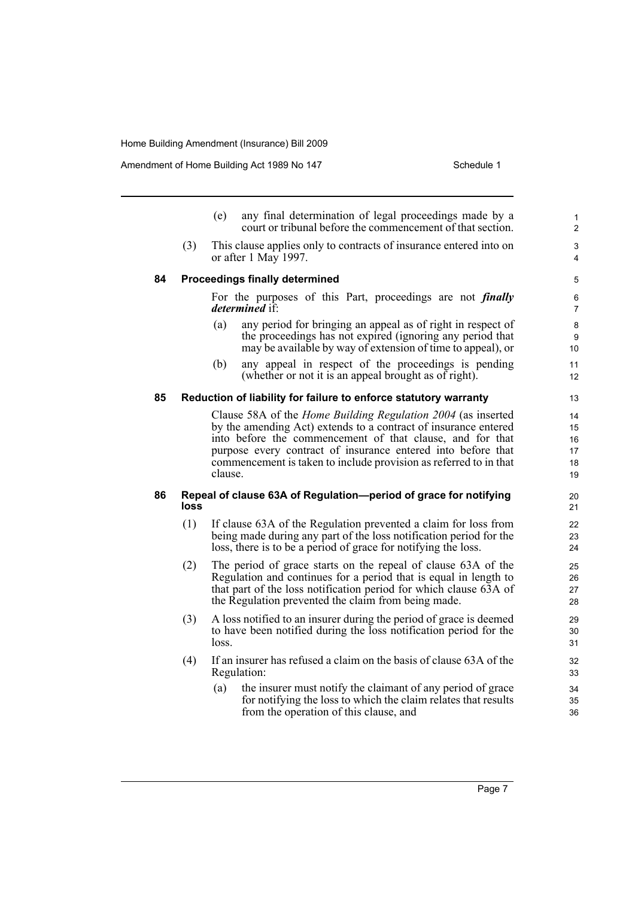(e) any final determination of legal proceedings made by a court or tribunal before the commencement of that section.

(3) This clause applies only to contracts of insurance entered into on or after 1 May 1997.

### 84 Proceedings finally determined

For the purposes of this Part, proceedings are not ***finally determined*** if:

(a) any period for bringing an appeal as of right in respect of the proceedings has not expired (ignoring any period that may be available by way of extension of time to appeal), or

(b) any appeal in respect of the proceedings is pending (whether or not it is an appeal brought as of right).

### 85 Reduction of liability for failure to enforce statutory warranty

Clause 58A of the *Home Building Regulation 2004* (as inserted by the amending Act) extends to a contract of insurance entered into before the commencement of that clause, and for that purpose every contract of insurance entered into before that commencement is taken to include provision as referred to in that clause.

### 86 Repeal of clause 63A of Regulation—period of grace for notifying loss

(1) If clause 63A of the Regulation prevented a claim for loss from being made during any part of the loss notification period for the loss, there is to be a period of grace for notifying the loss.

(2) The period of grace starts on the repeal of clause 63A of the Regulation and continues for a period that is equal in length to that part of the loss notification period for which clause 63A of the Regulation prevented the claim from being made.

(3) A loss notified to an insurer during the period of grace is deemed to have been notified during the loss notification period for the loss.

(4) If an insurer has refused a claim on the basis of clause 63A of the Regulation:

(a) the insurer must notify the claimant of any period of grace for notifying the loss to which the claim relates that results from the operation of this clause, and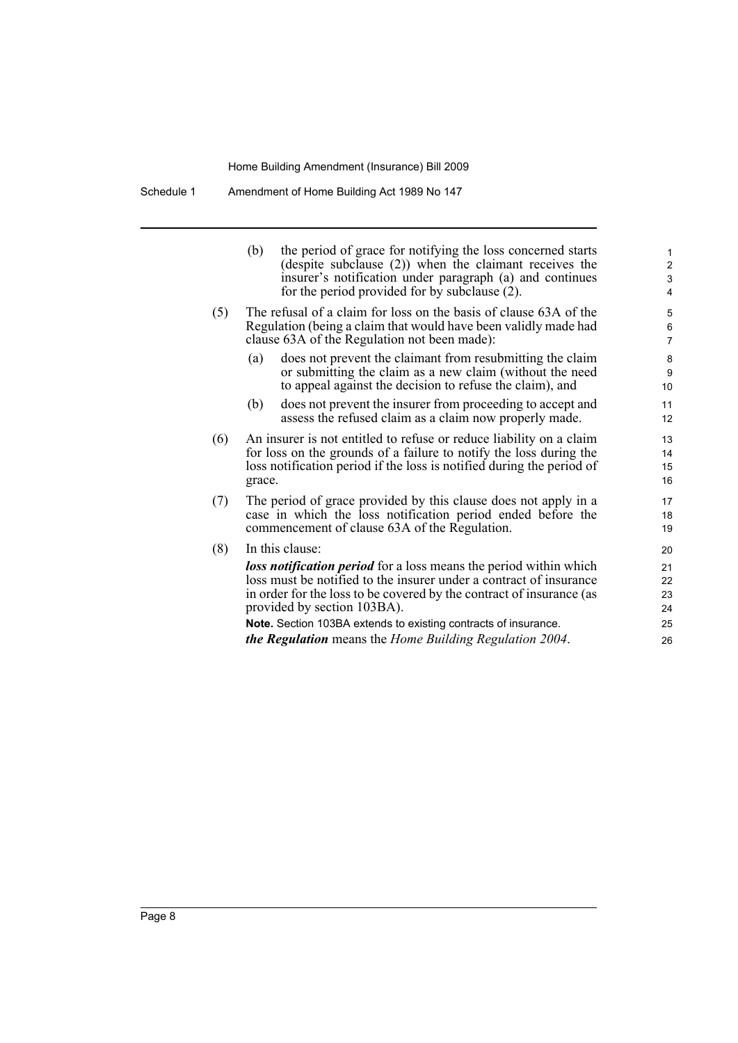(b) the period of grace for notifying the loss concerned starts (despite subclause (2)) when the claimant receives the insurer's notification under paragraph (a) and continues for the period provided for by subclause (2).

(5) The refusal of a claim for loss on the basis of clause 63A of the Regulation (being a claim that would have been validly made had clause 63A of the Regulation not been made):

(a) does not prevent the claimant from resubmitting the claim or submitting the claim as a new claim (without the need to appeal against the decision to refuse the claim), and

(b) does not prevent the insurer from proceeding to accept and assess the refused claim as a claim now properly made.

(6) An insurer is not entitled to refuse or reduce liability on a claim for loss on the grounds of a failure to notify the loss during the loss notification period if the loss is notified during the period of grace.

(7) The period of grace provided by this clause does not apply in a case in which the loss notification period ended before the commencement of clause 63A of the Regulation.

(8) In this clause:

***loss notification period*** for a loss means the period within which loss must be notified to the insurer under a contract of insurance in order for the loss to be covered by the contract of insurance (as provided by section 103BA).

**Note.** Section 103BA extends to existing contracts of insurance.

***the Regulation*** means the *Home Building Regulation 2004*.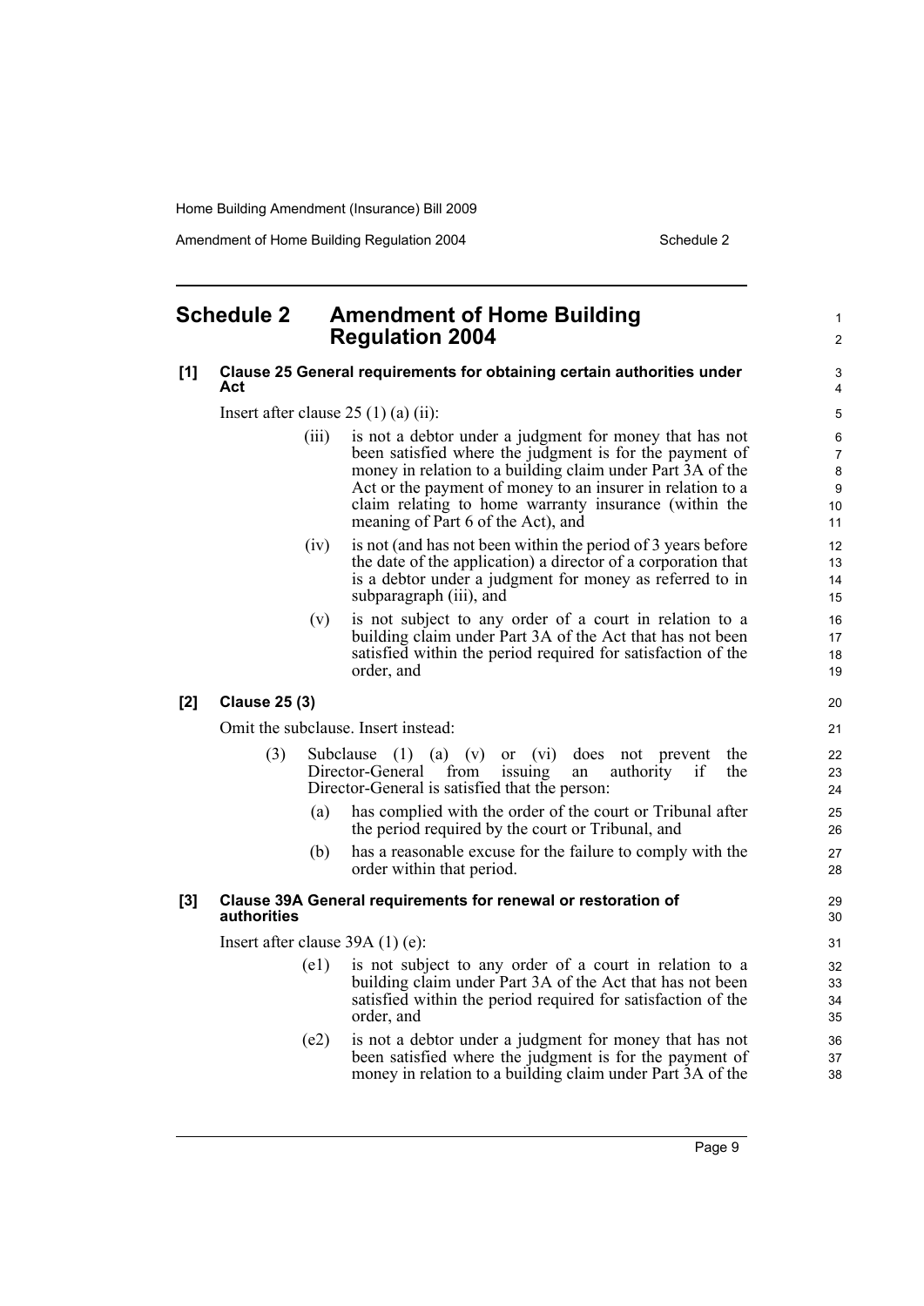## Schedule 2 Amendment of Home Building Regulation 2004

**[1] Clause 25 General requirements for obtaining certain authorities under Act**

Insert after clause 25 (1) (a) (ii):

(iii) is not a debtor under a judgment for money that has not been satisfied where the judgment is for the payment of money in relation to a building claim under Part 3A of the Act or the payment of money to an insurer in relation to a claim relating to home warranty insurance (within the meaning of Part 6 of the Act), and

(iv) is not (and has not been within the period of 3 years before the date of the application) a director of a corporation that is a debtor under a judgment for money as referred to in subparagraph (iii), and

(v) is not subject to any order of a court in relation to a building claim under Part 3A of the Act that has not been satisfied within the period required for satisfaction of the order, and

**[2] Clause 25 (3)**

Omit the subclause. Insert instead:

(3) Subclause (1) (a) (v) or (vi) does not prevent the Director-General from issuing an authority if the Director-General is satisfied that the person:

(a) has complied with the order of the court or Tribunal after the period required by the court or Tribunal, and

(b) has a reasonable excuse for the failure to comply with the order within that period.

**[3] Clause 39A General requirements for renewal or restoration of authorities**

Insert after clause 39A (1) (e):

(e1) is not subject to any order of a court in relation to a building claim under Part 3A of the Act that has not been satisfied within the period required for satisfaction of the order, and

(e2) is not a debtor under a judgment for money that has not been satisfied where the judgment is for the payment of money in relation to a building claim under Part 3A of the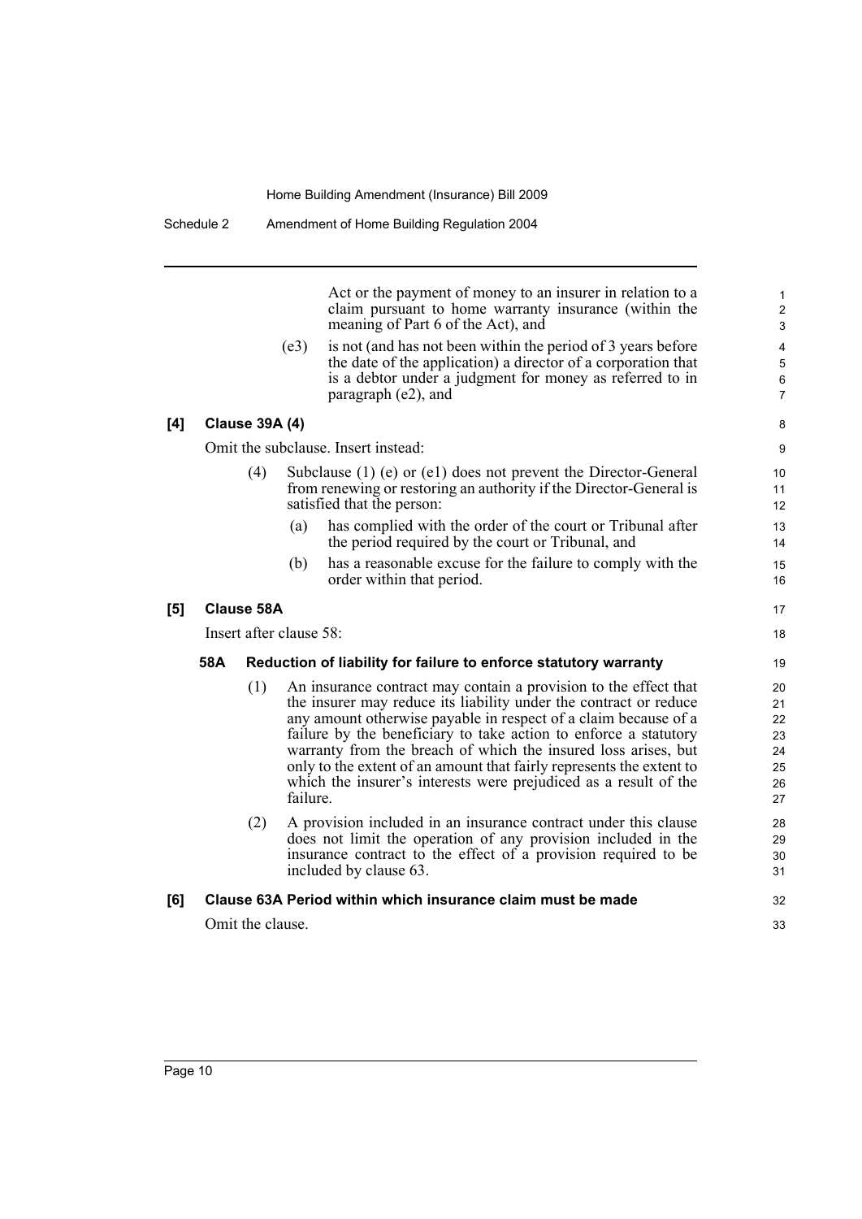Act or the payment of money to an insurer in relation to a claim pursuant to home warranty insurance (within the meaning of Part 6 of the Act), and

(e3) is not (and has not been within the period of 3 years before the date of the application) a director of a corporation that is a debtor under a judgment for money as referred to in paragraph (e2), and

**[4] Clause 39A (4)**

Omit the subclause. Insert instead:

(4) Subclause (1) (e) or (e1) does not prevent the Director-General from renewing or restoring an authority if the Director-General is satisfied that the person:

(a) has complied with the order of the court or Tribunal after the period required by the court or Tribunal, and

(b) has a reasonable excuse for the failure to comply with the order within that period.

**[5] Clause 58A**

Insert after clause 58:

**58A Reduction of liability for failure to enforce statutory warranty**

(1) An insurance contract may contain a provision to the effect that the insurer may reduce its liability under the contract or reduce any amount otherwise payable in respect of a claim because of a failure by the beneficiary to take action to enforce a statutory warranty from the breach of which the insured loss arises, but only to the extent of an amount that fairly represents the extent to which the insurer's interests were prejudiced as a result of the failure.

(2) A provision included in an insurance contract under this clause does not limit the operation of any provision included in the insurance contract to the effect of a provision required to be included by clause 63.

**[6] Clause 63A Period within which insurance claim must be made**

Omit the clause.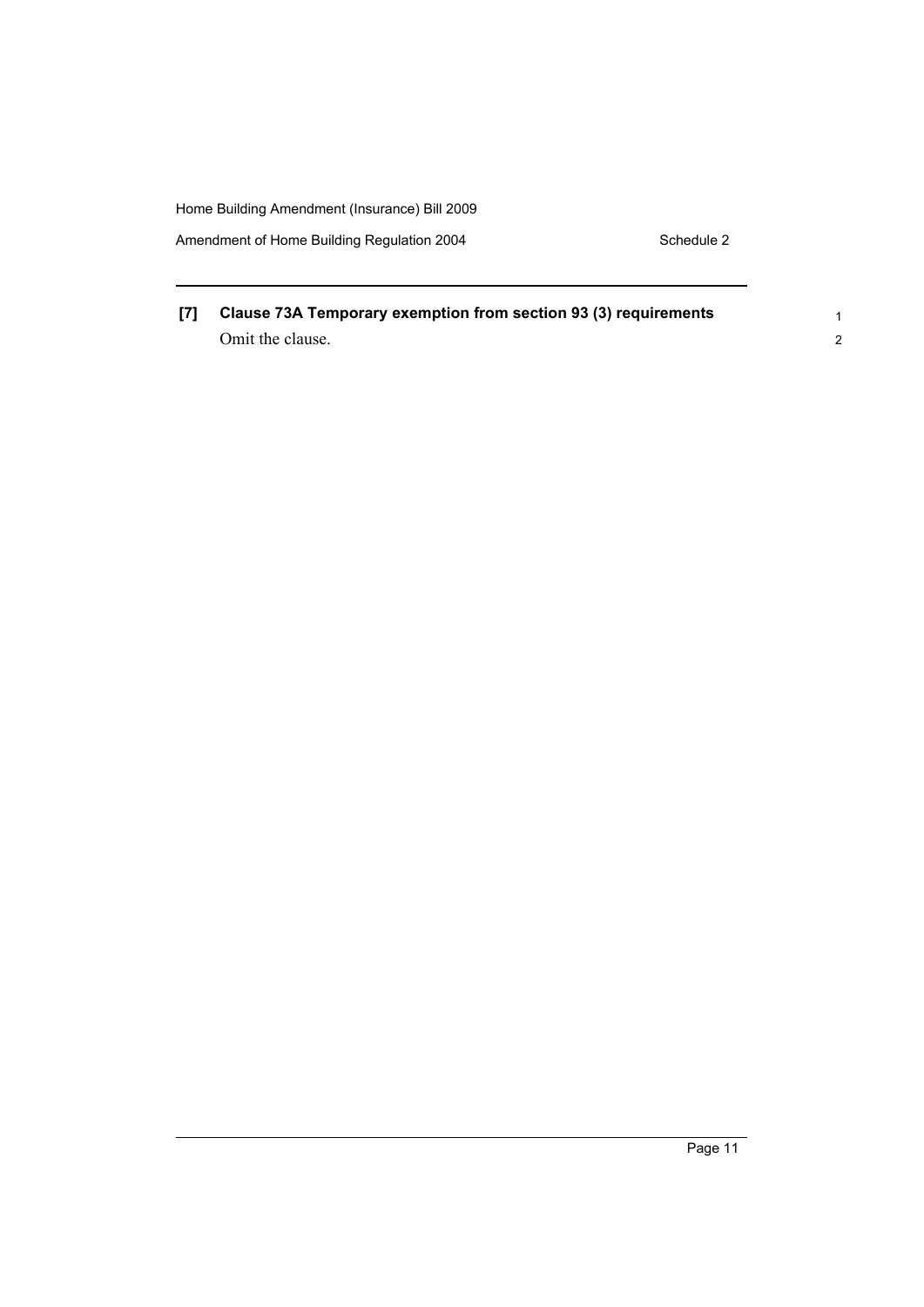**[7] Clause 73A Temporary exemption from section 93 (3) requirements**

Omit the clause.